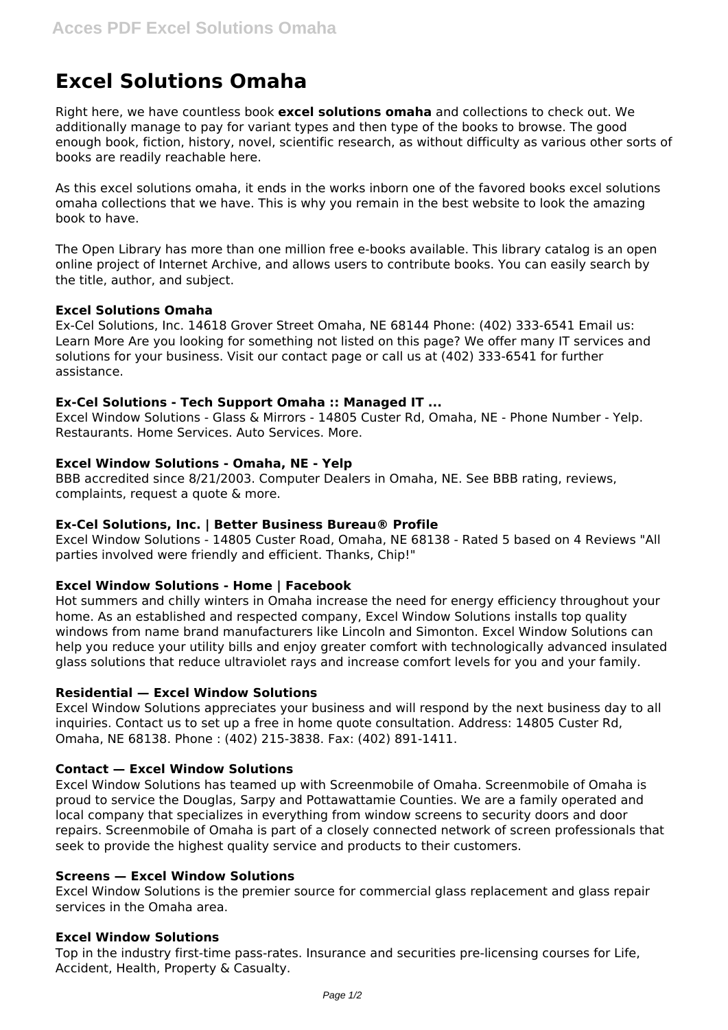# Excel Solutions Omaha

Right here, we have countless book **excel solutions omaha** and collections to check out. We additionally manage to pay for variant types and then type of the books to browse. The good enough book, fiction, history, novel, scientific research, as without difficulty as various other sorts of books are readily reachable here.

As this excel solutions omaha, it ends in the works inborn one of the favored books excel solutions omaha collections that we have. This is why you remain in the best website to look the amazing book to have.

The Open Library has more than one million free e-books available. This library catalog is an open online project of Internet Archive, and allows users to contribute books. You can easily search by the title, author, and subject.

### Excel Solutions Omaha

Ex-Cel Solutions, Inc. 14618 Grover Street Omaha, NE 68144 Phone: (402) 333-6541 Email us: Learn More Are you looking for something not listed on this page? We offer many IT services and solutions for your business. Visit our contact page or call us at (402) 333-6541 for further assistance.

### Ex-Cel Solutions - Tech Support Omaha :: Managed IT ...

Excel Window Solutions - Glass & Mirrors - 14805 Custer Rd, Omaha, NE - Phone Number - Yelp. Restaurants. Home Services. Auto Services. More.

### Excel Window Solutions - Omaha, NE - Yelp

BBB accredited since 8/21/2003. Computer Dealers in Omaha, NE. See BBB rating, reviews, complaints, request a quote & more.

### Ex-Cel Solutions, Inc. | Better Business Bureau® Profile

Excel Window Solutions - 14805 Custer Road, Omaha, NE 68138 - Rated 5 based on 4 Reviews "All parties involved were friendly and efficient. Thanks, Chip!"

### Excel Window Solutions - Home | Facebook

Hot summers and chilly winters in Omaha increase the need for energy efficiency throughout your home. As an established and respected company, Excel Window Solutions installs top quality windows from name brand manufacturers like Lincoln and Simonton. Excel Window Solutions can help you reduce your utility bills and enjoy greater comfort with technologically advanced insulated glass solutions that reduce ultraviolet rays and increase comfort levels for you and your family.

### Residential — Excel Window Solutions

Excel Window Solutions appreciates your business and will respond by the next business day to all inquiries. Contact us to set up a free in home quote consultation. Address: 14805 Custer Rd, Omaha, NE 68138. Phone : (402) 215-3838. Fax: (402) 891-1411.

### Contact — Excel Window Solutions

Excel Window Solutions has teamed up with Screenmobile of Omaha. Screenmobile of Omaha is proud to service the Douglas, Sarpy and Pottawattamie Counties. We are a family operated and local company that specializes in everything from window screens to security doors and door repairs. Screenmobile of Omaha is part of a closely connected network of screen professionals that seek to provide the highest quality service and products to their customers.

### Screens — Excel Window Solutions

Excel Window Solutions is the premier source for commercial glass replacement and glass repair services in the Omaha area.

### Excel Window Solutions

Top in the industry first-time pass-rates. Insurance and securities pre-licensing courses for Life, Accident, Health, Property & Casualty.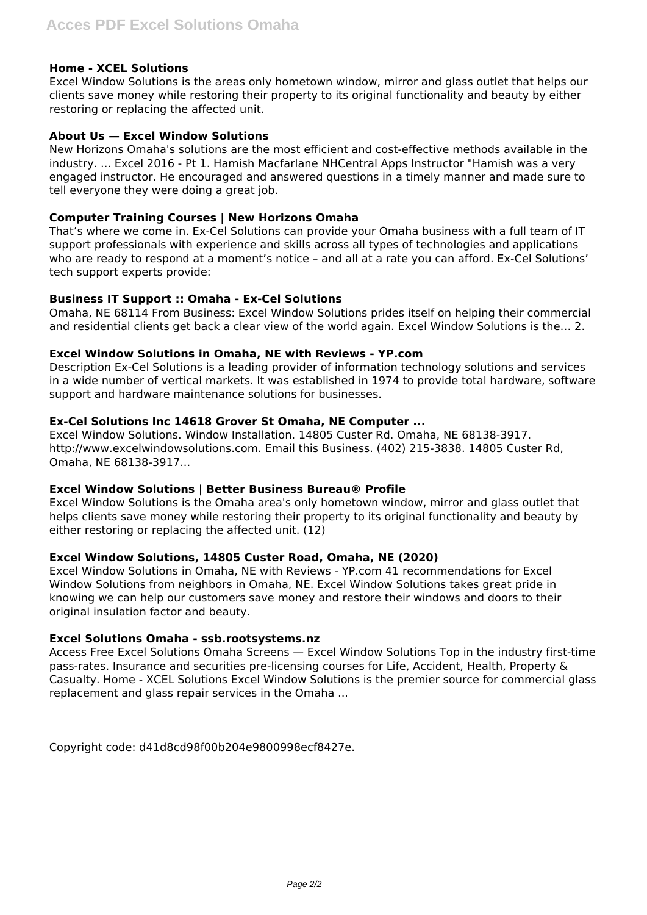### Home - XCEL Solutions

Excel Window Solutions is the areas only hometown window, mirror and glass outlet that helps our clients save money while restoring their property to its original functionality and beauty by either restoring or replacing the affected unit.

### About Us — Excel Window Solutions

New Horizons Omaha's solutions are the most efficient and cost-effective methods available in the industry. ... Excel 2016 - Pt 1. Hamish Macfarlane NHCentral Apps Instructor "Hamish was a very engaged instructor. He encouraged and answered questions in a timely manner and made sure to tell everyone they were doing a great job.

### Computer Training Courses | New Horizons Omaha

That's where we come in. Ex-Cel Solutions can provide your Omaha business with a full team of IT support professionals with experience and skills across all types of technologies and applications who are ready to respond at a moment's notice – and all at a rate you can afford. Ex-Cel Solutions' tech support experts provide:

### Business IT Support :: Omaha - Ex-Cel Solutions

Omaha, NE 68114 From Business: Excel Window Solutions prides itself on helping their commercial and residential clients get back a clear view of the world again. Excel Window Solutions is the… 2.

### Excel Window Solutions in Omaha, NE with Reviews - YP.com

Description Ex-Cel Solutions is a leading provider of information technology solutions and services in a wide number of vertical markets. It was established in 1974 to provide total hardware, software support and hardware maintenance solutions for businesses.

### Ex-Cel Solutions Inc 14618 Grover St Omaha, NE Computer ...

Excel Window Solutions. Window Installation. 14805 Custer Rd. Omaha, NE 68138-3917. http://www.excelwindowsolutions.com. Email this Business. (402) 215-3838. 14805 Custer Rd, Omaha, NE 68138-3917...

### Excel Window Solutions | Better Business Bureau® Profile

Excel Window Solutions is the Omaha area's only hometown window, mirror and glass outlet that helps clients save money while restoring their property to its original functionality and beauty by either restoring or replacing the affected unit. (12)

### Excel Window Solutions, 14805 Custer Road, Omaha, NE (2020)

Excel Window Solutions in Omaha, NE with Reviews - YP.com 41 recommendations for Excel Window Solutions from neighbors in Omaha, NE. Excel Window Solutions takes great pride in knowing we can help our customers save money and restore their windows and doors to their original insulation factor and beauty.

### Excel Solutions Omaha - ssb.rootsystems.nz

Access Free Excel Solutions Omaha Screens — Excel Window Solutions Top in the industry first-time pass-rates. Insurance and securities pre-licensing courses for Life, Accident, Health, Property & Casualty. Home - XCEL Solutions Excel Window Solutions is the premier source for commercial glass replacement and glass repair services in the Omaha ...

Copyright code: d41d8cd98f00b204e9800998ecf8427e.